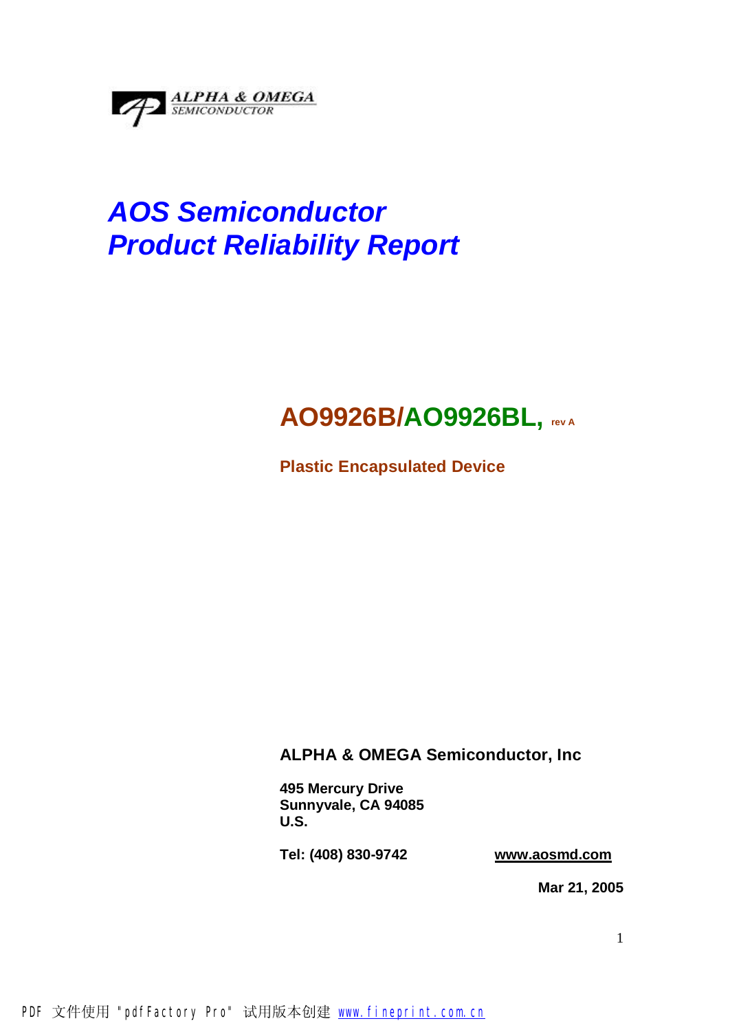ALPHA & OMEGA
SEMICONDUCTOR

# *AOS Semiconductor*
# *Product Reliability Report*

## AO9926B/AO9926BL, rev A

**Plastic Encapsulated Device**

**ALPHA & OMEGA Semiconductor, Inc**

**495 Mercury Drive**
**Sunnyvale, CA 94085**
**U.S.**

**Tel: (408) 830-9742** **www.aosmd.com**

**Mar 21, 2005**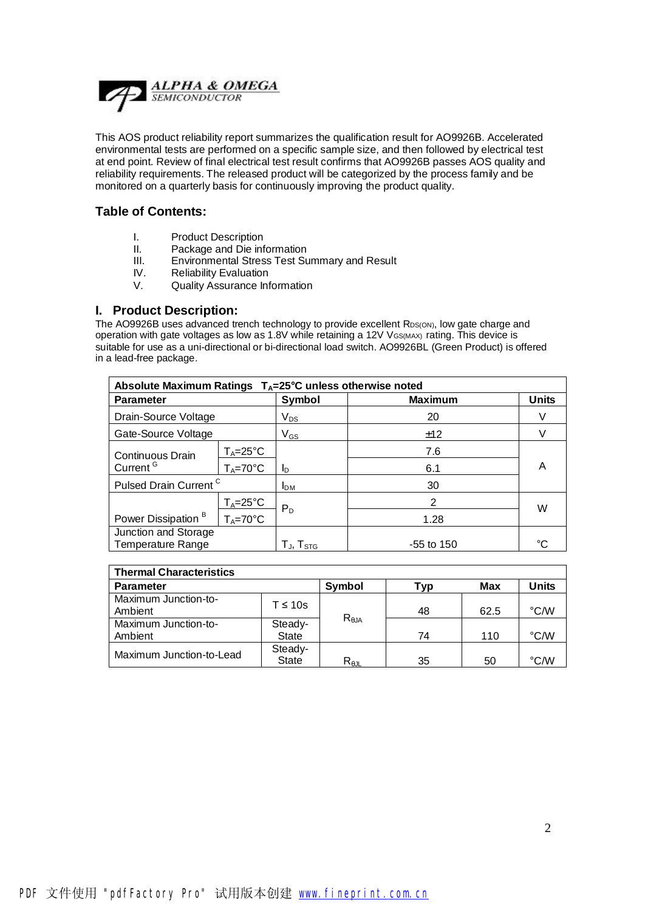ALPHA & OMEGA SEMICONDUCTOR

This AOS product reliability report summarizes the qualification result for AO9926B. Accelerated environmental tests are performed on a specific sample size, and then followed by electrical test at end point. Review of final electrical test result confirms that AO9926B passes AOS quality and reliability requirements. The released product will be categorized by the process family and be monitored on a quarterly basis for continuously improving the product quality.

### Table of Contents:

- I. Product Description
- II. Package and Die information
- III. Environmental Stress Test Summary and Result
- IV. Reliability Evaluation
- V. Quality Assurance Information

### I. Product Description:

The AO9926B uses advanced trench technology to provide excellent $R_{DS(ON)}$, low gate charge and operation with gate voltages as low as 1.8V while retaining a 12V $V_{GS(MAX)}$ rating. This device is suitable for use as a uni-directional or bi-directional load switch. AO9926BL (Green Product) is offered in a lead-free package.

| Absolute Maximum Ratings $T_A$=25°C unless otherwise noted | | | | |
|---|---|---|---|---|
| **Parameter** | | **Symbol** | **Maximum** | **Units** |
| Drain-Source Voltage | | $V_{DS}$ | 20 | V |
| Gate-Source Voltage | | $V_{GS}$ | ±12 | V |
| Continuous Drain Current [G] | $T_A$=25°C | $I_D$ | 7.6 | A |
| | $T_A$=70°C | | 6.1 | |
| Pulsed Drain Current [C] | | $I_{DM}$ | 30 | |
| Power Dissipation [B] | $T_A$=25°C | $P_D$ | 2 | W |
| | $T_A$=70°C | | 1.28 | |
| Junction and Storage Temperature Range | | $T_J$, $T_{STG}$ | -55 to 150 | °C |

| Thermal Characteristics | | | | | |
|---|---|---|---|---|---|
| **Parameter** | | **Symbol** | **Typ** | **Max** | **Units** |
| Maximum Junction-to-Ambient | T ≤ 10s | $R_{\theta JA}$ | 48 | 62.5 | °C/W |
| Maximum Junction-to-Ambient | Steady-State | | 74 | 110 | °C/W |
| Maximum Junction-to-Lead | Steady-State | $R_{\theta JL}$ | 35 | 50 | °C/W |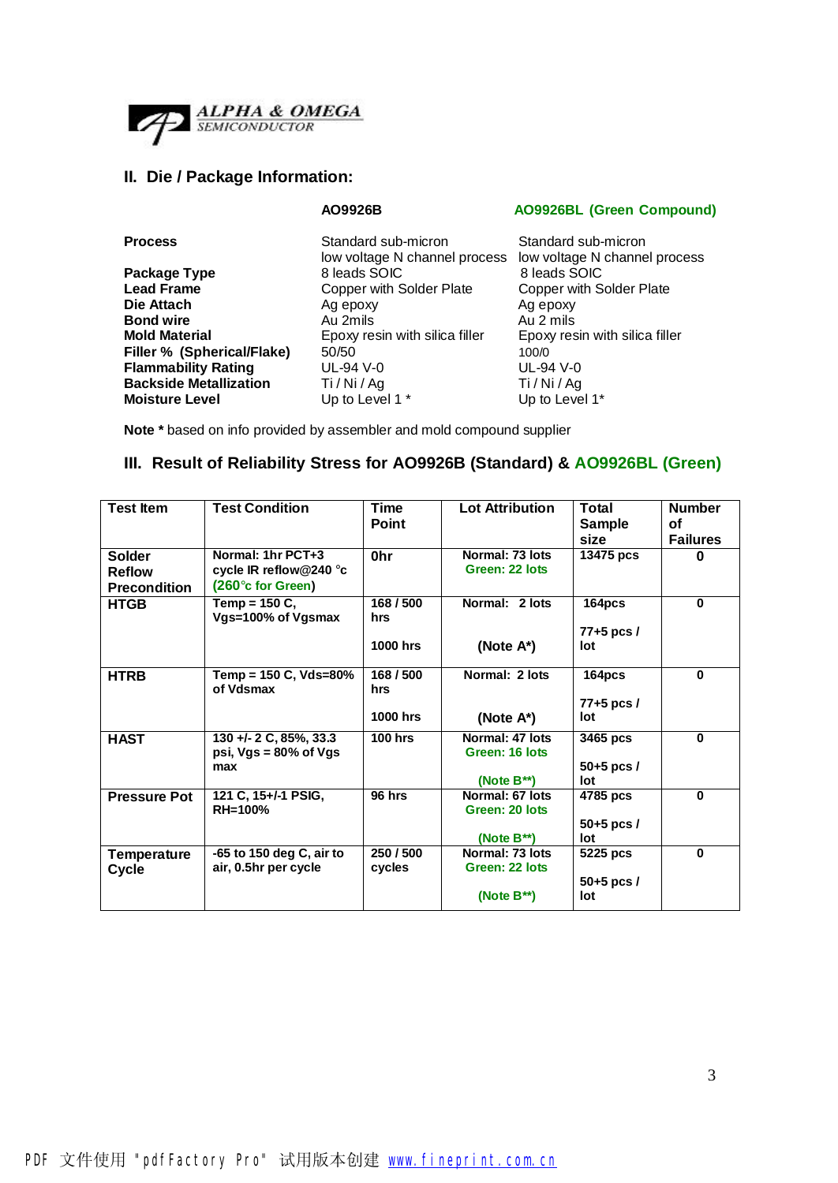## II. Die / Package Information:

| | AO9926B | AO9926BL (Green Compound) |
|---|---|---|
| **Process** | Standard sub-micron low voltage N channel process | Standard sub-micron low voltage N channel process |
| **Package Type** | 8 leads SOIC | 8 leads SOIC |
| **Lead Frame** | Copper with Solder Plate | Copper with Solder Plate |
| **Die Attach** | Ag epoxy | Ag epoxy |
| **Bond wire** | Au 2mils | Au 2 mils |
| **Mold Material** | Epoxy resin with silica filler | Epoxy resin with silica filler |
| **Filler % (Spherical/Flake)** | 50/50 | 100/0 |
| **Flammability Rating** | UL-94 V-0 | UL-94 V-0 |
| **Backside Metallization** | Ti / Ni / Ag | Ti / Ni / Ag |
| **Moisture Level** | Up to Level 1 * | Up to Level 1* |

**Note *** based on info provided by assembler and mold compound supplier

## III. Result of Reliability Stress for AO9926B (Standard) & AO9926BL (Green)

| Test Item | Test Condition | Time Point | Lot Attribution | Total Sample size | Number of Failures |
|---|---|---|---|---|---|
| Solder Reflow Precondition | Normal: 1hr PCT+3 cycle IR reflow@240 °c (260°c for Green) | 0hr | Normal: 73 lots Green: 22 lots | 13475 pcs | 0 |
| HTGB | Temp = 150 C, Vgs=100% of Vgsmax | 168 / 500 hrs 1000 hrs | Normal: 2 lots (Note A*) | 164pcs 77+5 pcs / lot | 0 |
| HTRB | Temp = 150 C, Vds=80% of Vdsmax | 168 / 500 hrs 1000 hrs | Normal: 2 lots (Note A*) | 164pcs 77+5 pcs / lot | 0 |
| HAST | 130 +/- 2 C, 85%, 33.3 psi, Vgs = 80% of Vgs max | 100 hrs | Normal: 47 lots Green: 16 lots (Note B**) | 3465 pcs 50+5 pcs / lot | 0 |
| Pressure Pot | 121 C, 15+/-1 PSIG, RH=100% | 96 hrs | Normal: 67 lots Green: 20 lots (Note B**) | 4785 pcs 50+5 pcs / lot | 0 |
| Temperature Cycle | -65 to 150 deg C, air to air, 0.5hr per cycle | 250 / 500 cycles | Normal: 73 lots Green: 22 lots (Note B**) | 5225 pcs 50+5 pcs / lot | 0 |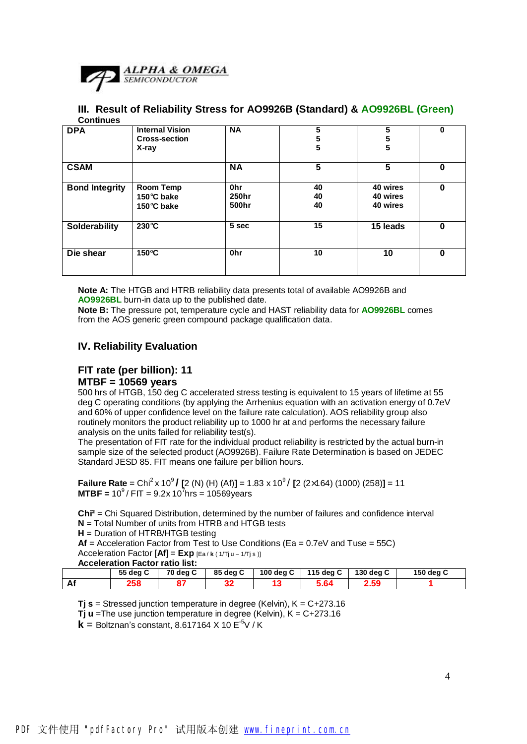ALPHA & OMEGA SEMICONDUCTOR

## III. Result of Reliability Stress for AO9926B (Standard) & AO9926BL (Green)

**Continues**

| DPA | Internal Vision<br>Cross-section<br>X-ray | NA | 5<br>5<br>5 | 5<br>5<br>5 | 0 |
|---|---|---|---|---|---|
| CSAM | | NA | 5 | 5 | 0 |
| Bond Integrity | Room Temp<br>150°C bake<br>150°C bake | 0hr<br>250hr<br>500hr | 40<br>40<br>40 | 40 wires<br>40 wires<br>40 wires | 0 |
| Solderability | 230°C | 5 sec | 15 | 15 leads | 0 |
| Die shear | 150°C | 0hr | 10 | 10 | 0 |

**Note A:** The HTGB and HTRB reliability data presents total of available AO9926B and **AO9926BL** burn-in data up to the published date.
**Note B:** The pressure pot, temperature cycle and HAST reliability data for **AO9926BL** comes from the AOS generic green compound package qualification data.

## IV. Reliability Evaluation

### FIT rate (per billion): 11
### MTBF = 10569 years

500 hrs of HTGB, 150 deg C accelerated stress testing is equivalent to 15 years of lifetime at 55 deg C operating conditions (by applying the Arrhenius equation with an activation energy of 0.7eV and 60% of upper confidence level on the failure rate calculation). AOS reliability group also routinely monitors the product reliability up to 1000 hr at and performs the necessary failure analysis on the units failed for reliability test(s).
The presentation of FIT rate for the individual product reliability is restricted by the actual burn-in sample size of the selected product (AO9926B). Failure Rate Determination is based on JEDEC Standard JESD 85. FIT means one failure per billion hours.

**Failure Rate** = $Chi^2 \times 10^9$ **/** **[**2 (N) (H) (Af)**]** = $1.83 \times 10^9$ / **[**2 (2×164) (1000) (258)**]** = 11
**MTBF =** $10^9$ / FIT = $9.2 \times 10^7$ hrs = 10569years

**Chi²** = Chi Squared Distribution, determined by the number of failures and confidence interval
**N** = Total Number of units from HTRB and HTGB tests
**H** = Duration of HTRB/HTGB testing
**Af** = Acceleration Factor from Test to Use Conditions (Ea = 0.7eV and Tuse = 55C)
Acceleration Factor [**Af**] = **Exp** $[Ea / k (1/Tj_u - 1/Tj_s)]$
**Acceleration Factor ratio list:**

| | 55 deg C | 70 deg C | 85 deg C | 100 deg C | 115 deg C | 130 deg C | 150 deg C |
|---|---|---|---|---|---|---|---|
| **Af** | 258 | 87 | 32 | 13 | 5.64 | 2.59 | 1 |

**Tj s** = Stressed junction temperature in degree (Kelvin), K = C+273.16
**Tj u** =The use junction temperature in degree (Kelvin), K = C+273.16
**k** = Boltznan's constant, 8.617164 X 10 $E^{-5}$V / K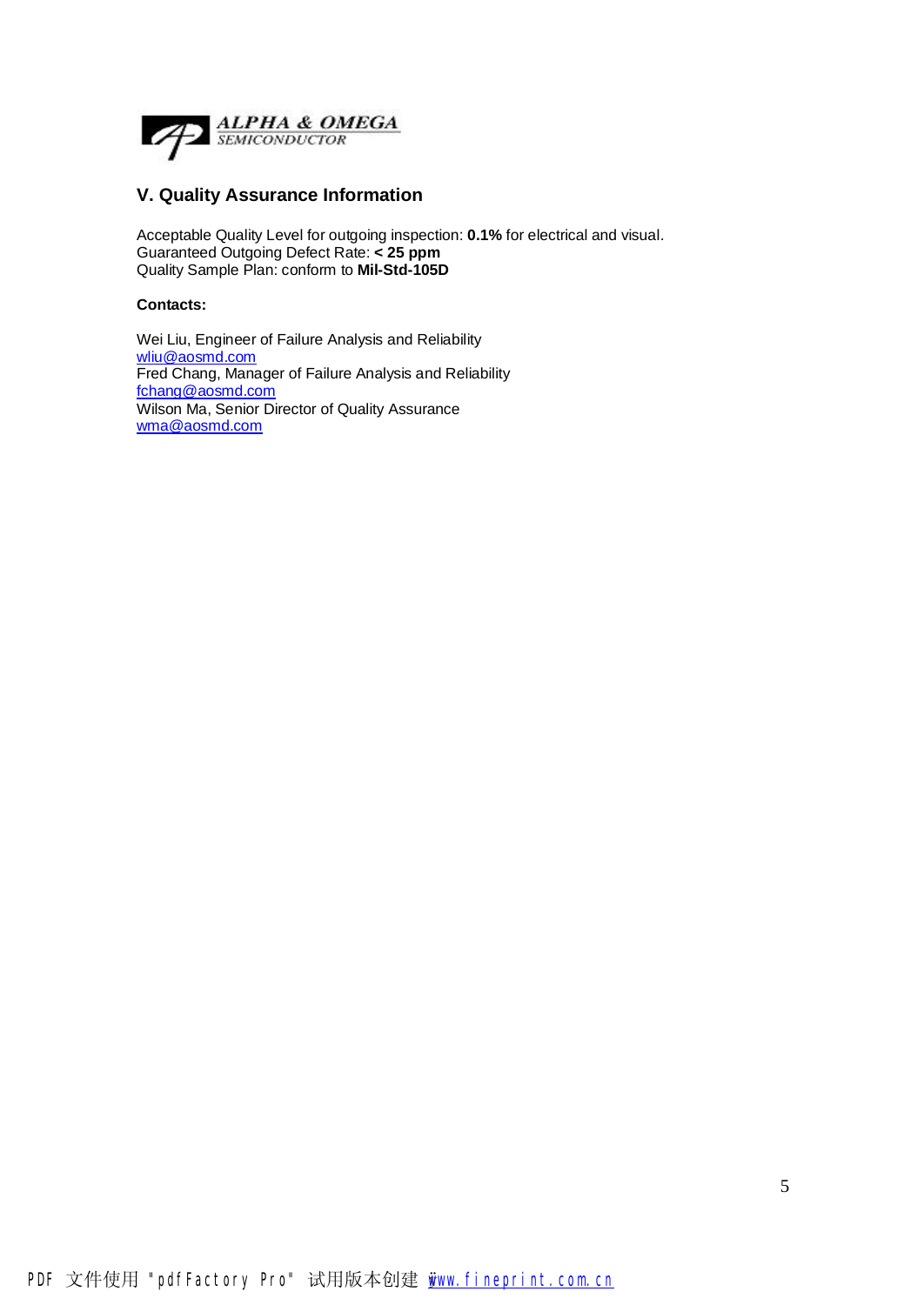ALPHA & OMEGA
SEMICONDUCTOR

## V. Quality Assurance Information

Acceptable Quality Level for outgoing inspection: **0.1%** for electrical and visual.
Guaranteed Outgoing Defect Rate: **< 25 ppm**
Quality Sample Plan: conform to **Mil-Std-105D**

**Contacts:**

Wei Liu, Engineer of Failure Analysis and Reliability
wliu@aosmd.com
Fred Chang, Manager of Failure Analysis and Reliability
fchang@aosmd.com
Wilson Ma, Senior Director of Quality Assurance
wma@aosmd.com